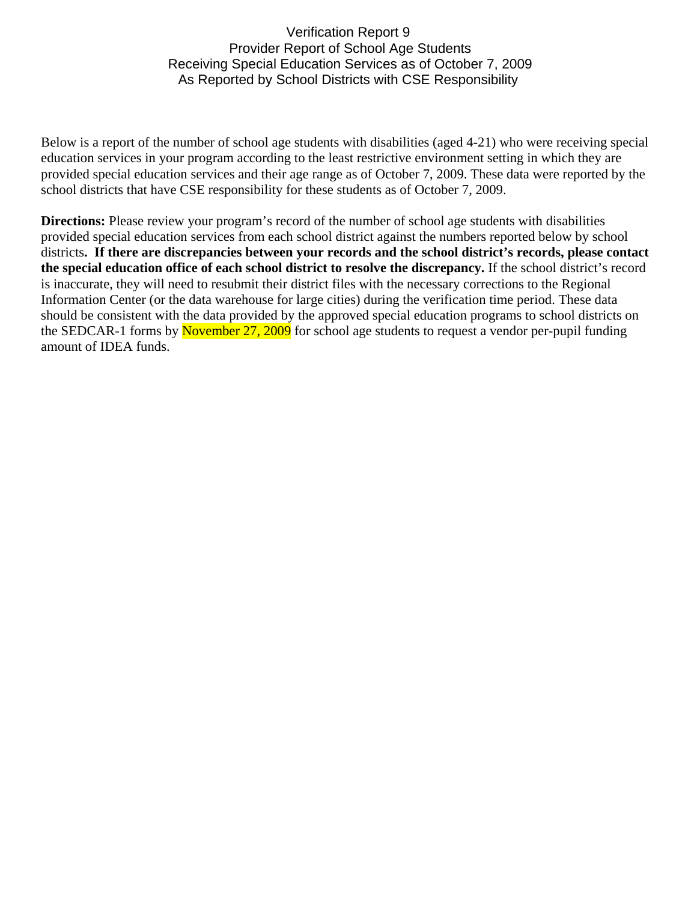# Verification Report 9
## Provider Report of School Age Students Receiving Special Education Services as of October 7, 2009 As Reported by School Districts with CSE Responsibility

Below is a report of the number of school age students with disabilities (aged 4-21) who were receiving special education services in your program according to the least restrictive environment setting in which they are provided special education services and their age range as of October 7, 2009. These data were reported by the school districts that have CSE responsibility for these students as of October 7, 2009.

**Directions:** Please review your program's record of the number of school age students with disabilities provided special education services from each school district against the numbers reported below by school districts**. If there are discrepancies between your records and the school district's records, please contact the special education office of each school district to resolve the discrepancy.** If the school district's record is inaccurate, they will need to resubmit their district files with the necessary corrections to the Regional Information Center (or the data warehouse for large cities) during the verification time period. These data should be consistent with the data provided by the approved special education programs to school districts on the SEDCAR-1 forms by November 27, 2009 for school age students to request a vendor per-pupil funding amount of IDEA funds.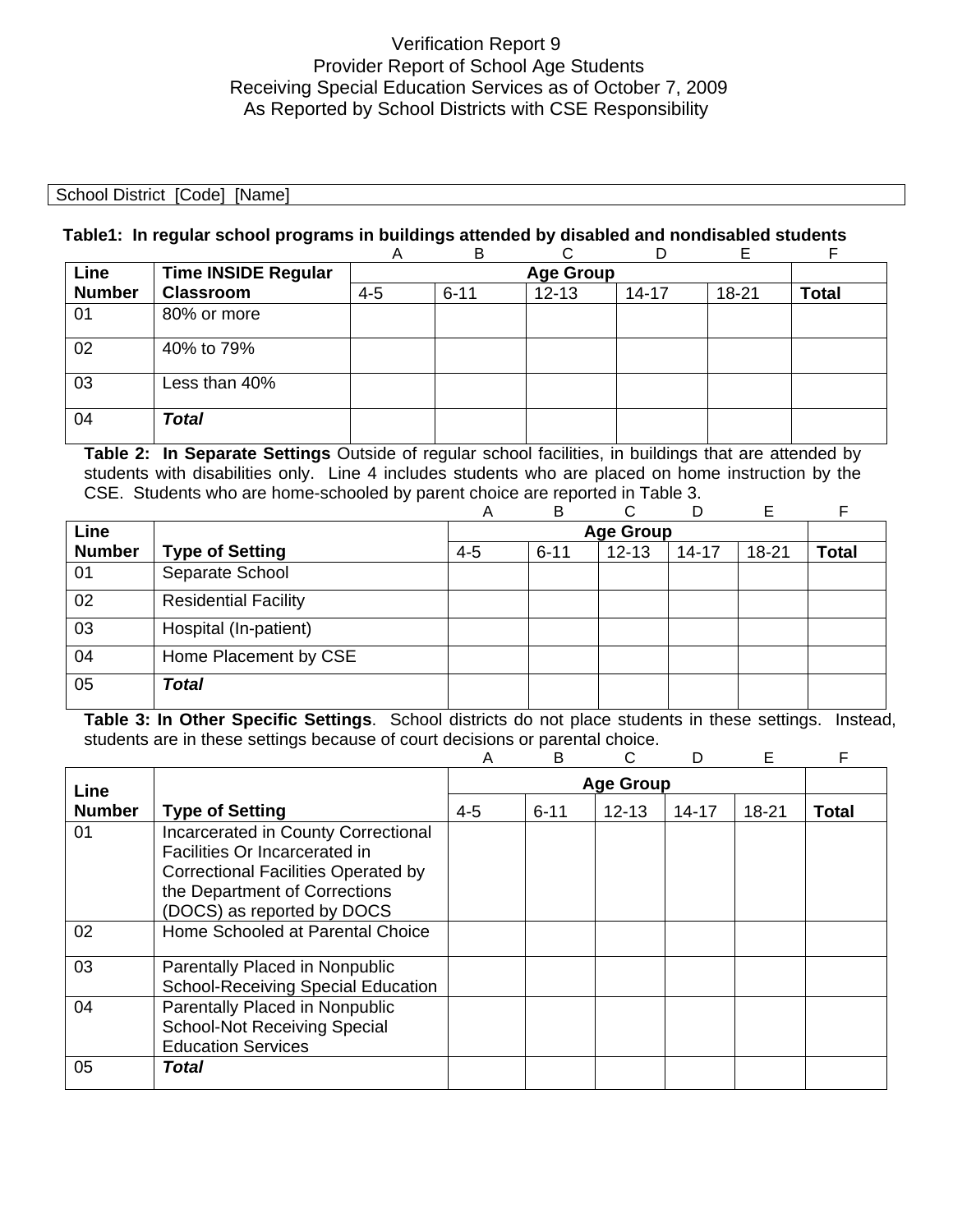# Verification Report 9
## Provider Report of School Age Students Receiving Special Education Services as of October 7, 2009
## As Reported by School Districts with CSE Responsibility

School District [Code] [Name]

**Table1: In regular school programs in buildings attended by disabled and nondisabled students**

| | | A | B | C | D | E | F |
|---|---|---|---|---|---|---|---|
| **Line Number** | **Time INSIDE Regular Classroom** | **Age Group** | | | | | |
| | | 4-5 | 6-11 | 12-13 | 14-17 | 18-21 | **Total** |
| 01 | 80% or more | | | | | | |
| 02 | 40% to 79% | | | | | | |
| 03 | Less than 40% | | | | | | |
| 04 | ***Total*** | | | | | | |

**Table 2: In Separate Settings** Outside of regular school facilities, in buildings that are attended by students with disabilities only. Line 4 includes students who are placed on home instruction by the CSE. Students who are home-schooled by parent choice are reported in Table 3.

| | | A | B | C | D | E | F |
|---|---|---|---|---|---|---|---|
| **Line Number** | **Type of Setting** | **Age Group** | | | | | |
| | | 4-5 | 6-11 | 12-13 | 14-17 | 18-21 | **Total** |
| 01 | Separate School | | | | | | |
| 02 | Residential Facility | | | | | | |
| 03 | Hospital (In-patient) | | | | | | |
| 04 | Home Placement by CSE | | | | | | |
| 05 | ***Total*** | | | | | | |

**Table 3: In Other Specific Settings**. School districts do not place students in these settings. Instead, students are in these settings because of court decisions or parental choice.

| | | A | B | C | D | E | F |
|---|---|---|---|---|---|---|---|
| **Line Number** | **Type of Setting** | **Age Group** | | | | | |
| | | 4-5 | 6-11 | 12-13 | 14-17 | 18-21 | **Total** |
| 01 | Incarcerated in County Correctional Facilities Or Incarcerated in Correctional Facilities Operated by the Department of Corrections (DOCS) as reported by DOCS | | | | | | |
| 02 | Home Schooled at Parental Choice | | | | | | |
| 03 | Parentally Placed in Nonpublic School-Receiving Special Education | | | | | | |
| 04 | Parentally Placed in Nonpublic School-Not Receiving Special Education Services | | | | | | |
| 05 | ***Total*** | | | | | | |